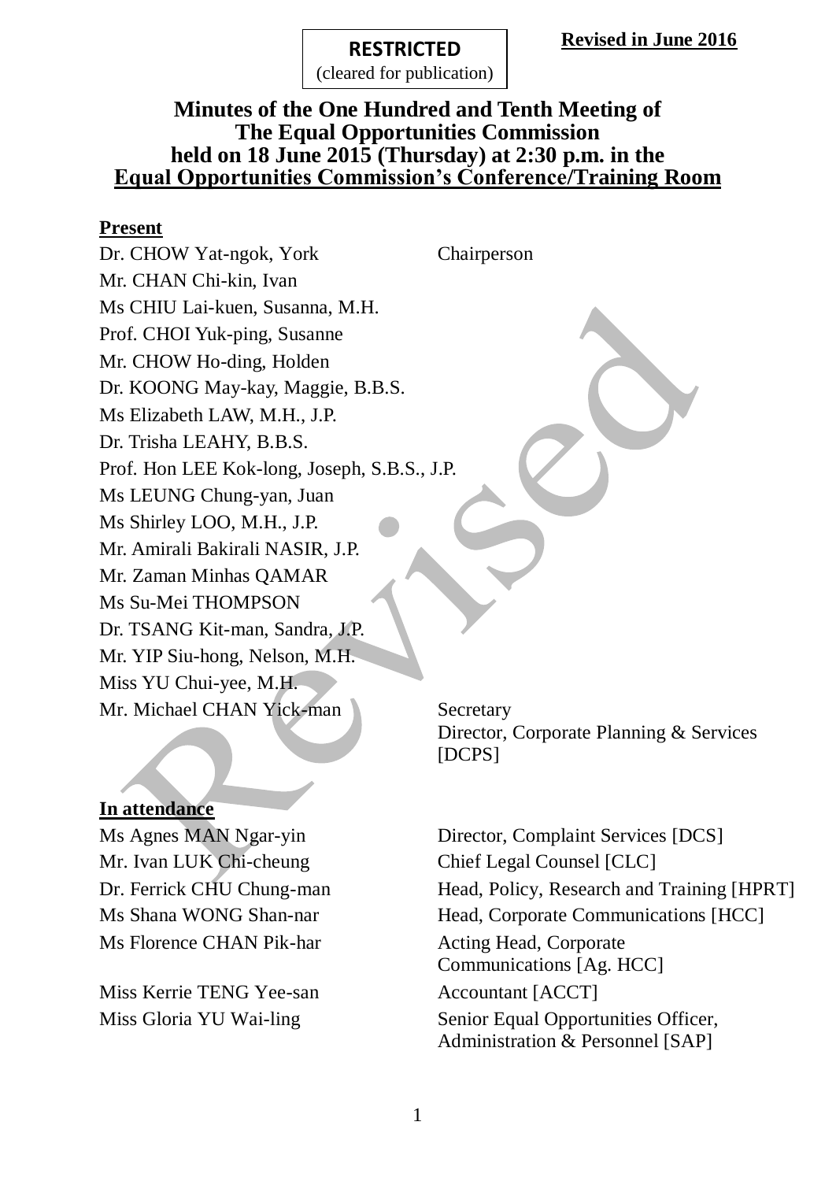**RESTRICTED**
(cleared for publication)

**Revised in June 2016**

# Minutes of the One Hundred and Tenth Meeting of The Equal Opportunities Commission held on 18 June 2015 (Thursday) at 2:30 p.m. in the Equal Opportunities Commission's Conference/Training Room

**Present**

| | |
|---|---|
| Dr. CHOW Yat-ngok, York | Chairperson |
| Mr. CHAN Chi-kin, Ivan | |
| Ms CHIU Lai-kuen, Susanna, M.H. | |
| Prof. CHOI Yuk-ping, Susanne | |
| Mr. CHOW Ho-ding, Holden | |
| Dr. KOONG May-kay, Maggie, B.B.S. | |
| Ms Elizabeth LAW, M.H., J.P. | |
| Dr. Trisha LEAHY, B.B.S. | |
| Prof. Hon LEE Kok-long, Joseph, S.B.S., J.P. | |
| Ms LEUNG Chung-yan, Juan | |
| Ms Shirley LOO, M.H., J.P. | |
| Mr. Amirali Bakirali NASIR, J.P. | |
| Mr. Zaman Minhas QAMAR | |
| Ms Su-Mei THOMPSON | |
| Dr. TSANG Kit-man, Sandra, J.P. | |
| Mr. YIP Siu-hong, Nelson, M.H. | |
| Miss YU Chui-yee, M.H. | |
| Mr. Michael CHAN Yick-man | Secretary<br>Director, Corporate Planning & Services [DCPS] |

**In attendance**

| | |
|---|---|
| Ms Agnes MAN Ngar-yin | Director, Complaint Services [DCS] |
| Mr. Ivan LUK Chi-cheung | Chief Legal Counsel [CLC] |
| Dr. Ferrick CHU Chung-man | Head, Policy, Research and Training [HPRT] |
| Ms Shana WONG Shan-nar | Head, Corporate Communications [HCC] |
| Ms Florence CHAN Pik-har | Acting Head, Corporate Communications [Ag. HCC] |
| Miss Kerrie TENG Yee-san | Accountant [ACCT] |
| Miss Gloria YU Wai-ling | Senior Equal Opportunities Officer, Administration & Personnel [SAP] |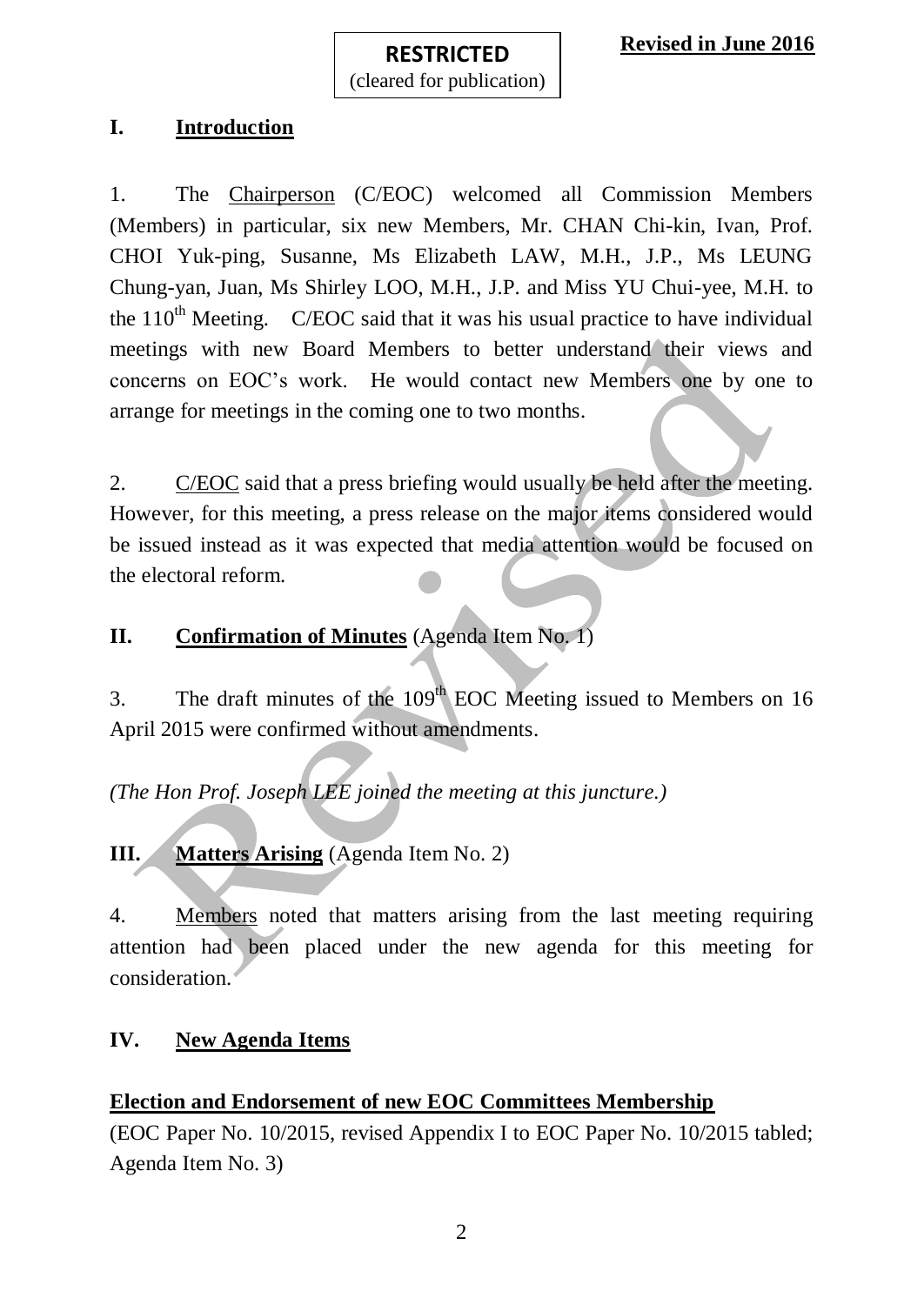**RESTRICTED**
(cleared for publication)

**Revised in June 2016**

## I. Introduction

1. The Chairperson (C/EOC) welcomed all Commission Members (Members) in particular, six new Members, Mr. CHAN Chi-kin, Ivan, Prof. CHOI Yuk-ping, Susanne, Ms Elizabeth LAW, M.H., J.P., Ms LEUNG Chung-yan, Juan, Ms Shirley LOO, M.H., J.P. and Miss YU Chui-yee, M.H. to the 110th Meeting. C/EOC said that it was his usual practice to have individual meetings with new Board Members to better understand their views and concerns on EOC's work. He would contact new Members one by one to arrange for meetings in the coming one to two months.

2. C/EOC said that a press briefing would usually be held after the meeting. However, for this meeting, a press release on the major items considered would be issued instead as it was expected that media attention would be focused on the electoral reform.

## II. Confirmation of Minutes (Agenda Item No. 1)

3. The draft minutes of the 109th EOC Meeting issued to Members on 16 April 2015 were confirmed without amendments.

*(The Hon Prof. Joseph LEE joined the meeting at this juncture.)*

## III. Matters Arising (Agenda Item No. 2)

4. Members noted that matters arising from the last meeting requiring attention had been placed under the new agenda for this meeting for consideration.

## IV. New Agenda Items

### Election and Endorsement of new EOC Committees Membership

(EOC Paper No. 10/2015, revised Appendix I to EOC Paper No. 10/2015 tabled; Agenda Item No. 3)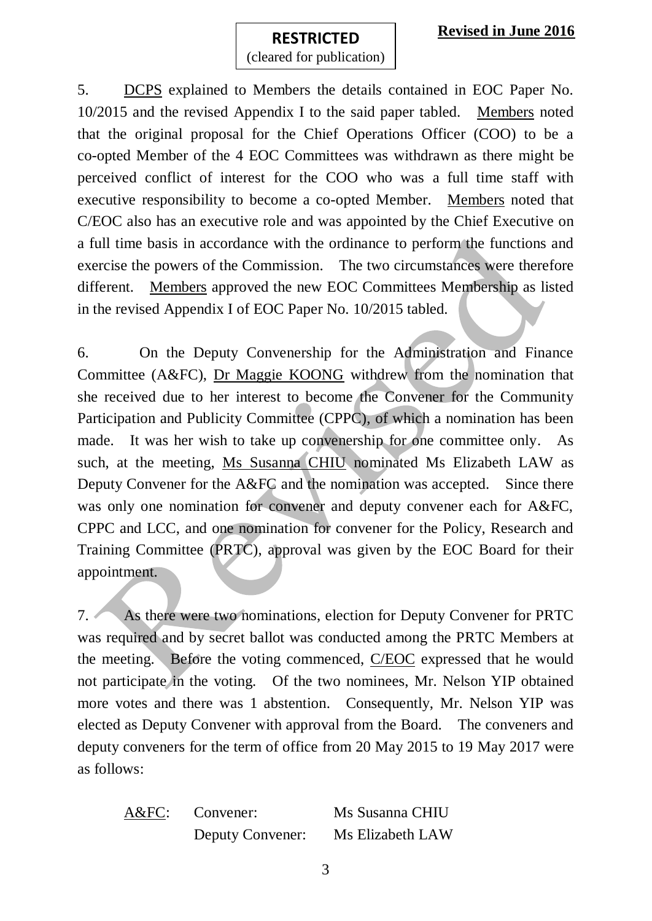**RESTRICTED**
(cleared for publication)

**Revised in June 2016**

5. DCPS explained to Members the details contained in EOC Paper No. 10/2015 and the revised Appendix I to the said paper tabled. Members noted that the original proposal for the Chief Operations Officer (COO) to be a co-opted Member of the 4 EOC Committees was withdrawn as there might be perceived conflict of interest for the COO who was a full time staff with executive responsibility to become a co-opted Member. Members noted that C/EOC also has an executive role and was appointed by the Chief Executive on a full time basis in accordance with the ordinance to perform the functions and exercise the powers of the Commission. The two circumstances were therefore different. Members approved the new EOC Committees Membership as listed in the revised Appendix I of EOC Paper No. 10/2015 tabled.

6. On the Deputy Convenership for the Administration and Finance Committee (A&FC), Dr Maggie KOONG withdrew from the nomination that she received due to her interest to become the Convener for the Community Participation and Publicity Committee (CPPC), of which a nomination has been made. It was her wish to take up convenership for one committee only. As such, at the meeting, Ms Susanna CHIU nominated Ms Elizabeth LAW as Deputy Convener for the A&FC and the nomination was accepted. Since there was only one nomination for convener and deputy convener each for A&FC, CPPC and LCC, and one nomination for convener for the Policy, Research and Training Committee (PRTC), approval was given by the EOC Board for their appointment.

7. As there were two nominations, election for Deputy Convener for PRTC was required and by secret ballot was conducted among the PRTC Members at the meeting. Before the voting commenced, C/EOC expressed that he would not participate in the voting. Of the two nominees, Mr. Nelson YIP obtained more votes and there was 1 abstention. Consequently, Mr. Nelson YIP was elected as Deputy Convener with approval from the Board. The conveners and deputy conveners for the term of office from 20 May 2015 to 19 May 2017 were as follows:

| | | |
|---|---|---|
| A&FC: | Convener: | Ms Susanna CHIU |
| | Deputy Convener: | Ms Elizabeth LAW |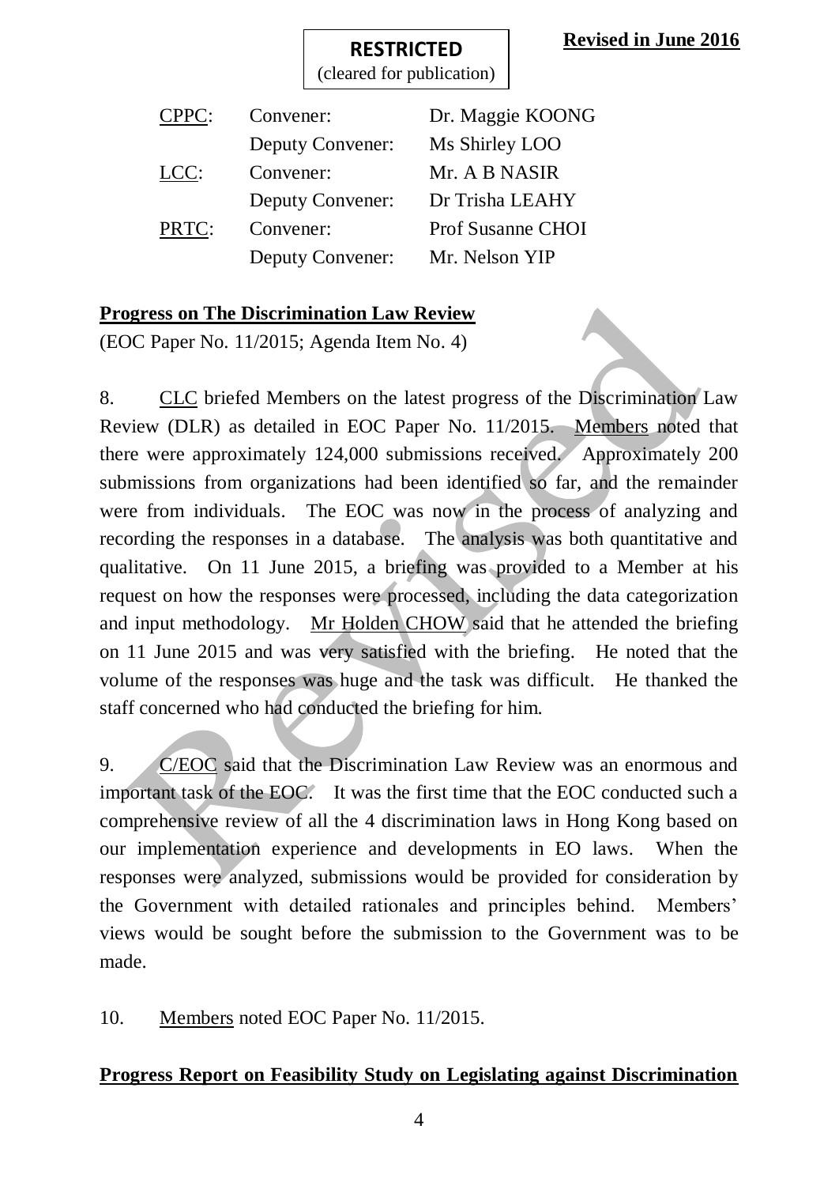**RESTRICTED**
(cleared for publication)

**Revised in June 2016**

| | | |
|---|---|---|
| CPPC: | Convener: | Dr. Maggie KOONG |
| | Deputy Convener: | Ms Shirley LOO |
| LCC: | Convener: | Mr. A B NASIR |
| | Deputy Convener: | Dr Trisha LEAHY |
| PRTC: | Convener: | Prof Susanne CHOI |
| | Deputy Convener: | Mr. Nelson YIP |

**Progress on The Discrimination Law Review**

(EOC Paper No. 11/2015; Agenda Item No. 4)

8. CLC briefed Members on the latest progress of the Discrimination Law Review (DLR) as detailed in EOC Paper No. 11/2015. Members noted that there were approximately 124,000 submissions received. Approximately 200 submissions from organizations had been identified so far, and the remainder were from individuals. The EOC was now in the process of analyzing and recording the responses in a database. The analysis was both quantitative and qualitative. On 11 June 2015, a briefing was provided to a Member at his request on how the responses were processed, including the data categorization and input methodology. Mr Holden CHOW said that he attended the briefing on 11 June 2015 and was very satisfied with the briefing. He noted that the volume of the responses was huge and the task was difficult. He thanked the staff concerned who had conducted the briefing for him.

9. C/EOC said that the Discrimination Law Review was an enormous and important task of the EOC. It was the first time that the EOC conducted such a comprehensive review of all the 4 discrimination laws in Hong Kong based on our implementation experience and developments in EO laws. When the responses were analyzed, submissions would be provided for consideration by the Government with detailed rationales and principles behind. Members' views would be sought before the submission to the Government was to be made.

10. Members noted EOC Paper No. 11/2015.

**Progress Report on Feasibility Study on Legislating against Discrimination**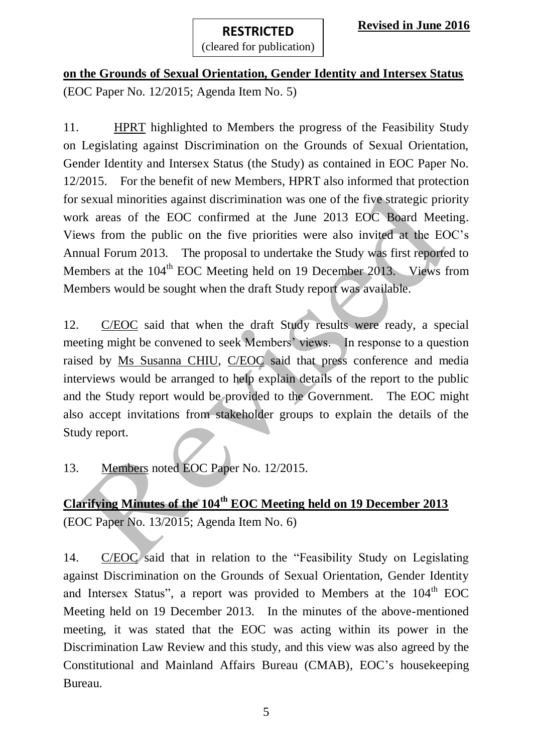**on the Grounds of Sexual Orientation, Gender Identity and Intersex Status**
(EOC Paper No. 12/2015; Agenda Item No. 5)

11. HPRT highlighted to Members the progress of the Feasibility Study on Legislating against Discrimination on the Grounds of Sexual Orientation, Gender Identity and Intersex Status (the Study) as contained in EOC Paper No. 12/2015. For the benefit of new Members, HPRT also informed that protection for sexual minorities against discrimination was one of the five strategic priority work areas of the EOC confirmed at the June 2013 EOC Board Meeting. Views from the public on the five priorities were also invited at the EOC's Annual Forum 2013. The proposal to undertake the Study was first reported to Members at the 104th EOC Meeting held on 19 December 2013. Views from Members would be sought when the draft Study report was available.

12. C/EOC said that when the draft Study results were ready, a special meeting might be convened to seek Members' views. In response to a question raised by Ms Susanna CHIU, C/EOC said that press conference and media interviews would be arranged to help explain details of the report to the public and the Study report would be provided to the Government. The EOC might also accept invitations from stakeholder groups to explain the details of the Study report.

13. Members noted EOC Paper No. 12/2015.

**Clarifying Minutes of the 104th EOC Meeting held on 19 December 2013**
(EOC Paper No. 13/2015; Agenda Item No. 6)

14. C/EOC said that in relation to the "Feasibility Study on Legislating against Discrimination on the Grounds of Sexual Orientation, Gender Identity and Intersex Status", a report was provided to Members at the 104th EOC Meeting held on 19 December 2013. In the minutes of the above-mentioned meeting, it was stated that the EOC was acting within its power in the Discrimination Law Review and this study, and this view was also agreed by the Constitutional and Mainland Affairs Bureau (CMAB), EOC's housekeeping Bureau.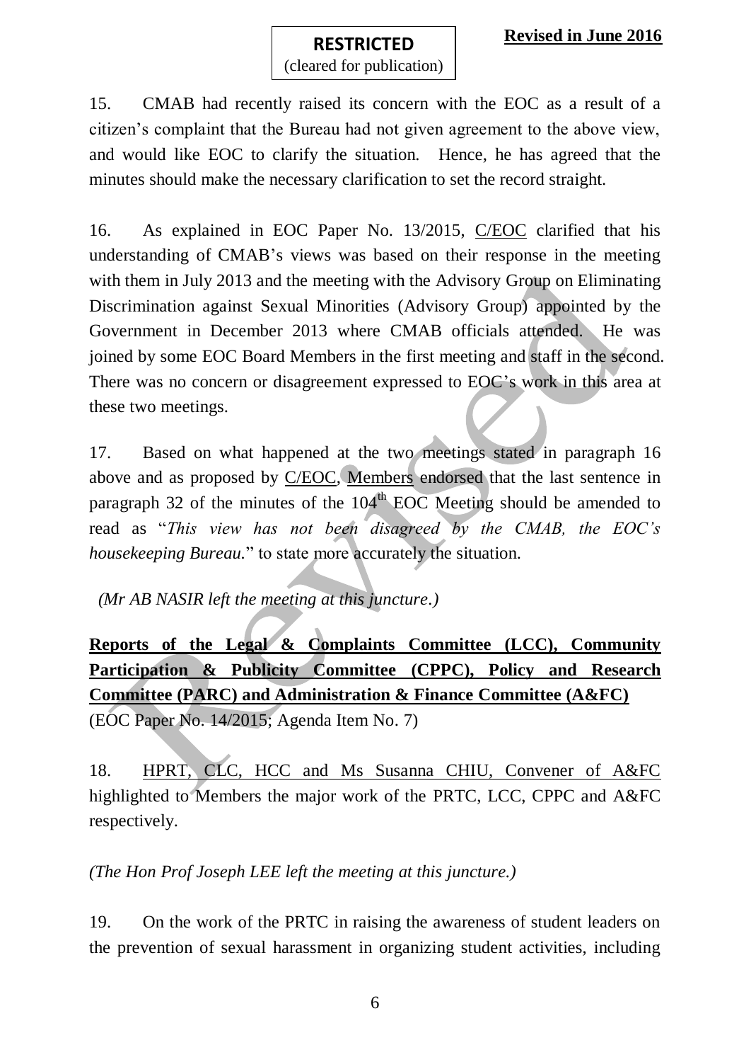15. CMAB had recently raised its concern with the EOC as a result of a citizen's complaint that the Bureau had not given agreement to the above view, and would like EOC to clarify the situation. Hence, he has agreed that the minutes should make the necessary clarification to set the record straight.

16. As explained in EOC Paper No. 13/2015, C/EOC clarified that his understanding of CMAB's views was based on their response in the meeting with them in July 2013 and the meeting with the Advisory Group on Eliminating Discrimination against Sexual Minorities (Advisory Group) appointed by the Government in December 2013 where CMAB officials attended. He was joined by some EOC Board Members in the first meeting and staff in the second. There was no concern or disagreement expressed to EOC's work in this area at these two meetings.

17. Based on what happened at the two meetings stated in paragraph 16 above and as proposed by C/EOC, Members endorsed that the last sentence in paragraph 32 of the minutes of the 104th EOC Meeting should be amended to read as "*This view has not been disagreed by the CMAB, the EOC's housekeeping Bureau.*" to state more accurately the situation.

*(Mr AB NASIR left the meeting at this juncture.)*

**Reports of the Legal & Complaints Committee (LCC), Community Participation & Publicity Committee (CPPC), Policy and Research Committee (PARC) and Administration & Finance Committee (A&FC)**
(EOC Paper No. 14/2015; Agenda Item No. 7)

18. HPRT, CLC, HCC and Ms Susanna CHIU, Convener of A&FC highlighted to Members the major work of the PRTC, LCC, CPPC and A&FC respectively.

*(The Hon Prof Joseph LEE left the meeting at this juncture.)*

19. On the work of the PRTC in raising the awareness of student leaders on the prevention of sexual harassment in organizing student activities, including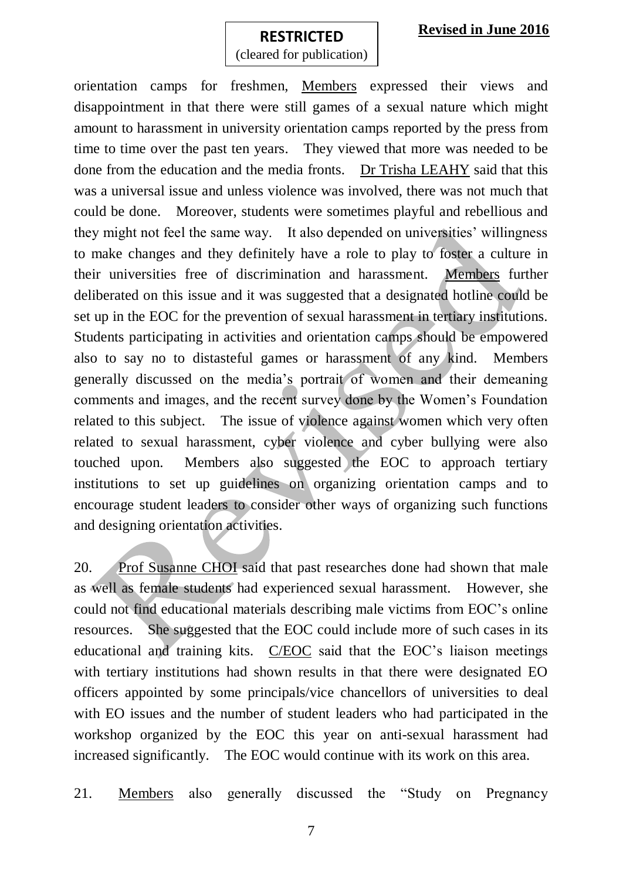orientation camps for freshmen, Members expressed their views and disappointment in that there were still games of a sexual nature which might amount to harassment in university orientation camps reported by the press from time to time over the past ten years. They viewed that more was needed to be done from the education and the media fronts. Dr Trisha LEAHY said that this was a universal issue and unless violence was involved, there was not much that could be done. Moreover, students were sometimes playful and rebellious and they might not feel the same way. It also depended on universities' willingness to make changes and they definitely have a role to play to foster a culture in their universities free of discrimination and harassment. Members further deliberated on this issue and it was suggested that a designated hotline could be set up in the EOC for the prevention of sexual harassment in tertiary institutions. Students participating in activities and orientation camps should be empowered also to say no to distasteful games or harassment of any kind. Members generally discussed on the media's portrait of women and their demeaning comments and images, and the recent survey done by the Women's Foundation related to this subject. The issue of violence against women which very often related to sexual harassment, cyber violence and cyber bullying were also touched upon. Members also suggested the EOC to approach tertiary institutions to set up guidelines on organizing orientation camps and to encourage student leaders to consider other ways of organizing such functions and designing orientation activities.

20. Prof Susanne CHOI said that past researches done had shown that male as well as female students had experienced sexual harassment. However, she could not find educational materials describing male victims from EOC's online resources. She suggested that the EOC could include more of such cases in its educational and training kits. C/EOC said that the EOC's liaison meetings with tertiary institutions had shown results in that there were designated EO officers appointed by some principals/vice chancellors of universities to deal with EO issues and the number of student leaders who had participated in the workshop organized by the EOC this year on anti-sexual harassment had increased significantly. The EOC would continue with its work on this area.

21. Members also generally discussed the "Study on Pregnancy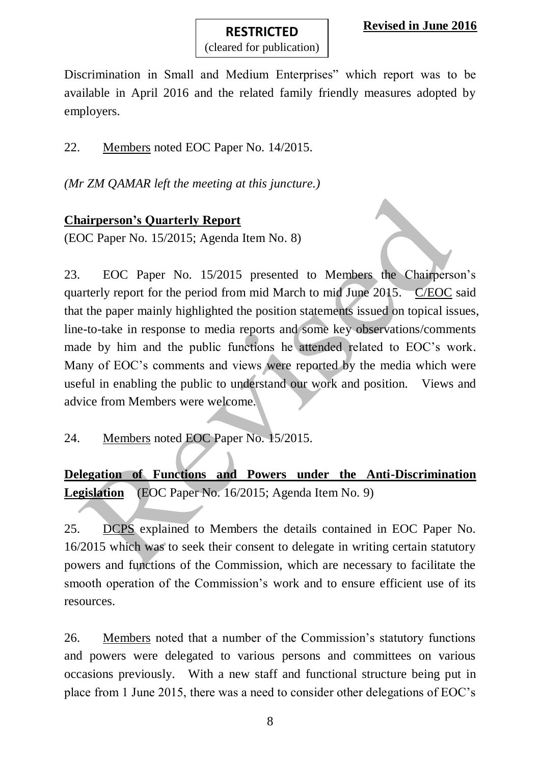**RESTRICTED**
(cleared for publication)

**Revised in June 2016**

Discrimination in Small and Medium Enterprises" which report was to be available in April 2016 and the related family friendly measures adopted by employers.

22. Members noted EOC Paper No. 14/2015.

*(Mr ZM QAMAR left the meeting at this juncture.)*

**Chairperson's Quarterly Report**
(EOC Paper No. 15/2015; Agenda Item No. 8)

23. EOC Paper No. 15/2015 presented to Members the Chairperson's quarterly report for the period from mid March to mid June 2015. C/EOC said that the paper mainly highlighted the position statements issued on topical issues, line-to-take in response to media reports and some key observations/comments made by him and the public functions he attended related to EOC's work. Many of EOC's comments and views were reported by the media which were useful in enabling the public to understand our work and position. Views and advice from Members were welcome.

24. Members noted EOC Paper No. 15/2015.

**Delegation of Functions and Powers under the Anti-Discrimination Legislation** (EOC Paper No. 16/2015; Agenda Item No. 9)

25. DCPS explained to Members the details contained in EOC Paper No. 16/2015 which was to seek their consent to delegate in writing certain statutory powers and functions of the Commission, which are necessary to facilitate the smooth operation of the Commission's work and to ensure efficient use of its resources.

26. Members noted that a number of the Commission's statutory functions and powers were delegated to various persons and committees on various occasions previously. With a new staff and functional structure being put in place from 1 June 2015, there was a need to consider other delegations of EOC's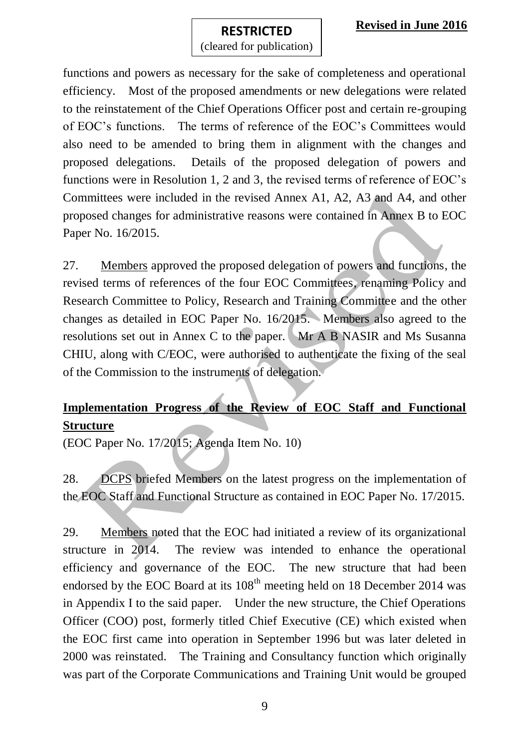functions and powers as necessary for the sake of completeness and operational efficiency. Most of the proposed amendments or new delegations were related to the reinstatement of the Chief Operations Officer post and certain re-grouping of EOC's functions. The terms of reference of the EOC's Committees would also need to be amended to bring them in alignment with the changes and proposed delegations. Details of the proposed delegation of powers and functions were in Resolution 1, 2 and 3, the revised terms of reference of EOC's Committees were included in the revised Annex A1, A2, A3 and A4, and other proposed changes for administrative reasons were contained in Annex B to EOC Paper No. 16/2015.

27. Members approved the proposed delegation of powers and functions, the revised terms of references of the four EOC Committees, renaming Policy and Research Committee to Policy, Research and Training Committee and the other changes as detailed in EOC Paper No. 16/2015. Members also agreed to the resolutions set out in Annex C to the paper. Mr A B NASIR and Ms Susanna CHIU, along with C/EOC, were authorised to authenticate the fixing of the seal of the Commission to the instruments of delegation.

## Implementation Progress of the Review of EOC Staff and Functional Structure

(EOC Paper No. 17/2015; Agenda Item No. 10)

28. DCPS briefed Members on the latest progress on the implementation of the EOC Staff and Functional Structure as contained in EOC Paper No. 17/2015.

29. Members noted that the EOC had initiated a review of its organizational structure in 2014. The review was intended to enhance the operational efficiency and governance of the EOC. The new structure that had been endorsed by the EOC Board at its 108th meeting held on 18 December 2014 was in Appendix I to the said paper. Under the new structure, the Chief Operations Officer (COO) post, formerly titled Chief Executive (CE) which existed when the EOC first came into operation in September 1996 but was later deleted in 2000 was reinstated. The Training and Consultancy function which originally was part of the Corporate Communications and Training Unit would be grouped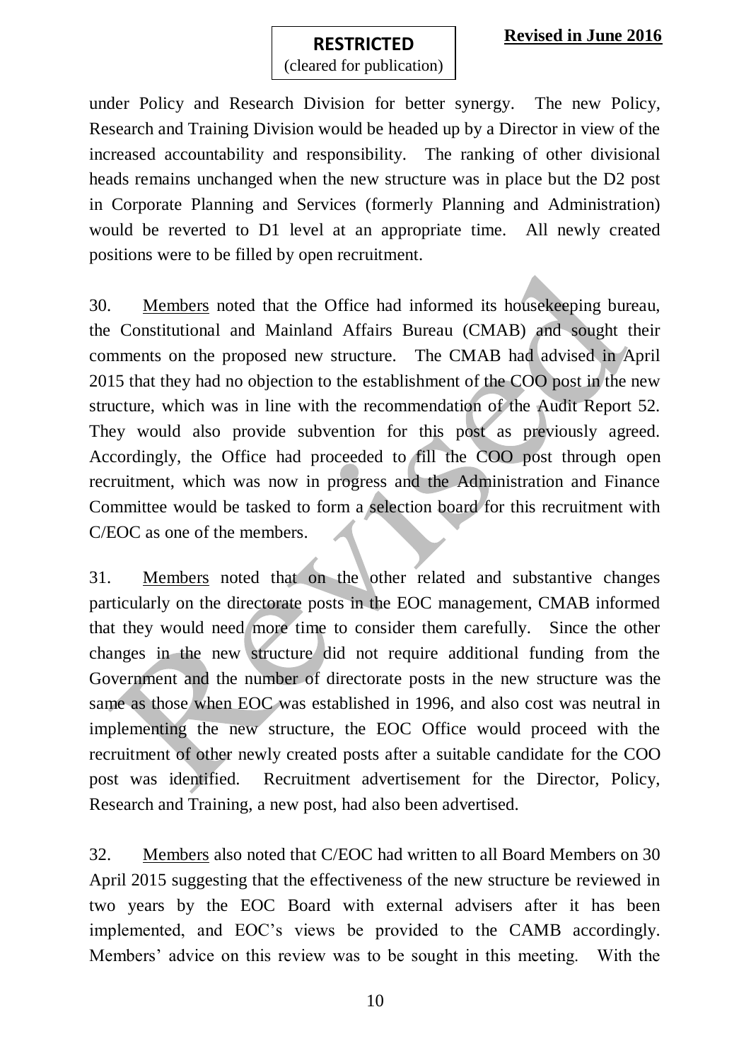under Policy and Research Division for better synergy. The new Policy, Research and Training Division would be headed up by a Director in view of the increased accountability and responsibility. The ranking of other divisional heads remains unchanged when the new structure was in place but the D2 post in Corporate Planning and Services (formerly Planning and Administration) would be reverted to D1 level at an appropriate time. All newly created positions were to be filled by open recruitment.

30. Members noted that the Office had informed its housekeeping bureau, the Constitutional and Mainland Affairs Bureau (CMAB) and sought their comments on the proposed new structure. The CMAB had advised in April 2015 that they had no objection to the establishment of the COO post in the new structure, which was in line with the recommendation of the Audit Report 52. They would also provide subvention for this post as previously agreed. Accordingly, the Office had proceeded to fill the COO post through open recruitment, which was now in progress and the Administration and Finance Committee would be tasked to form a selection board for this recruitment with C/EOC as one of the members.

31. Members noted that on the other related and substantive changes particularly on the directorate posts in the EOC management, CMAB informed that they would need more time to consider them carefully. Since the other changes in the new structure did not require additional funding from the Government and the number of directorate posts in the new structure was the same as those when EOC was established in 1996, and also cost was neutral in implementing the new structure, the EOC Office would proceed with the recruitment of other newly created posts after a suitable candidate for the COO post was identified. Recruitment advertisement for the Director, Policy, Research and Training, a new post, had also been advertised.

32. Members also noted that C/EOC had written to all Board Members on 30 April 2015 suggesting that the effectiveness of the new structure be reviewed in two years by the EOC Board with external advisers after it has been implemented, and EOC's views be provided to the CAMB accordingly. Members' advice on this review was to be sought in this meeting. With the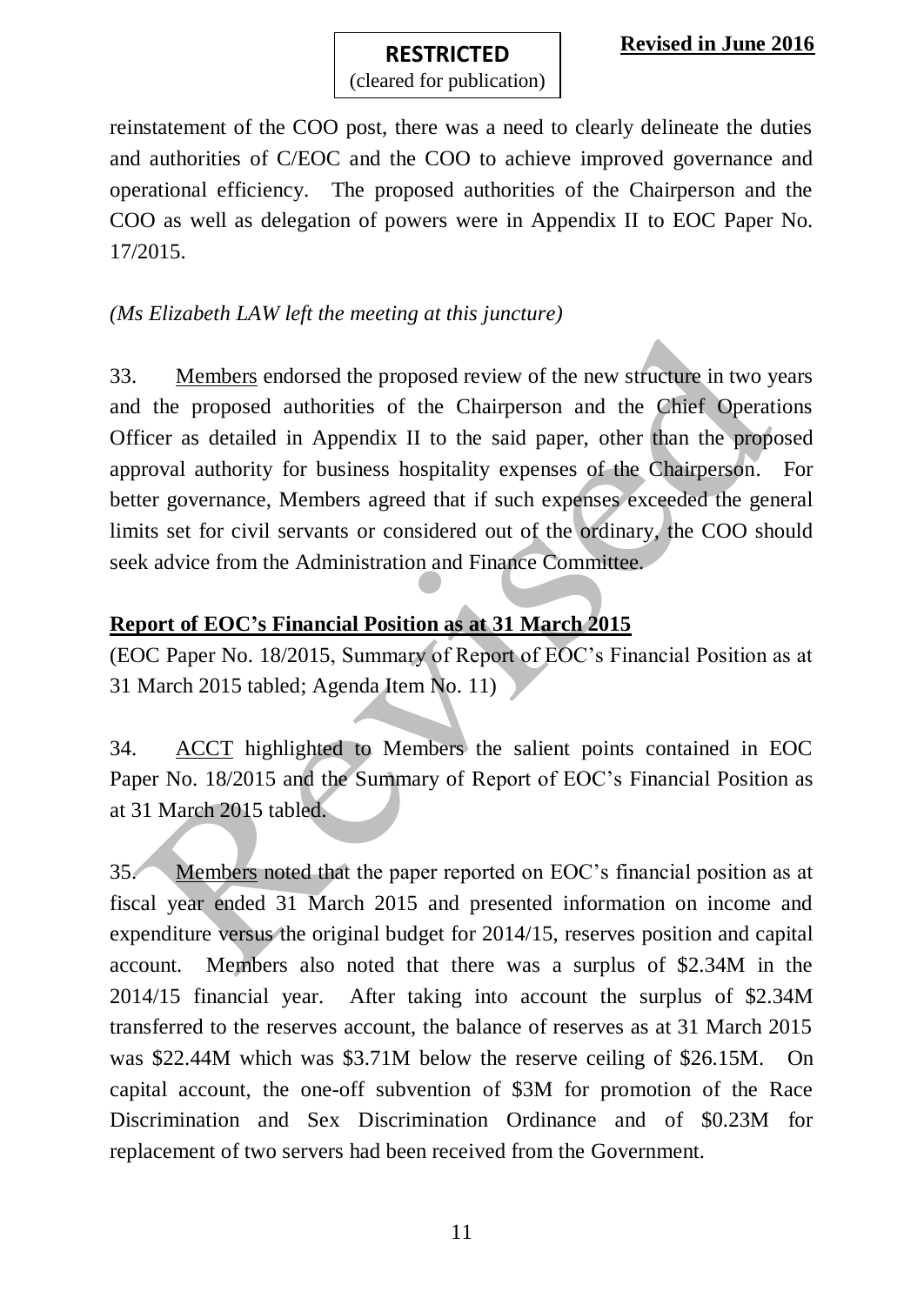reinstatement of the COO post, there was a need to clearly delineate the duties and authorities of C/EOC and the COO to achieve improved governance and operational efficiency. The proposed authorities of the Chairperson and the COO as well as delegation of powers were in Appendix II to EOC Paper No. 17/2015.

*(Ms Elizabeth LAW left the meeting at this juncture)*

33. Members endorsed the proposed review of the new structure in two years and the proposed authorities of the Chairperson and the Chief Operations Officer as detailed in Appendix II to the said paper, other than the proposed approval authority for business hospitality expenses of the Chairperson. For better governance, Members agreed that if such expenses exceeded the general limits set for civil servants or considered out of the ordinary, the COO should seek advice from the Administration and Finance Committee.

**Report of EOC's Financial Position as at 31 March 2015**

(EOC Paper No. 18/2015, Summary of Report of EOC's Financial Position as at 31 March 2015 tabled; Agenda Item No. 11)

34. ACCT highlighted to Members the salient points contained in EOC Paper No. 18/2015 and the Summary of Report of EOC's Financial Position as at 31 March 2015 tabled.

35. Members noted that the paper reported on EOC's financial position as at fiscal year ended 31 March 2015 and presented information on income and expenditure versus the original budget for 2014/15, reserves position and capital account. Members also noted that there was a surplus of $2.34M in the 2014/15 financial year. After taking into account the surplus of $2.34M transferred to the reserves account, the balance of reserves as at 31 March 2015 was $22.44M which was $3.71M below the reserve ceiling of $26.15M. On capital account, the one-off subvention of $3M for promotion of the Race Discrimination and Sex Discrimination Ordinance and of $0.23M for replacement of two servers had been received from the Government.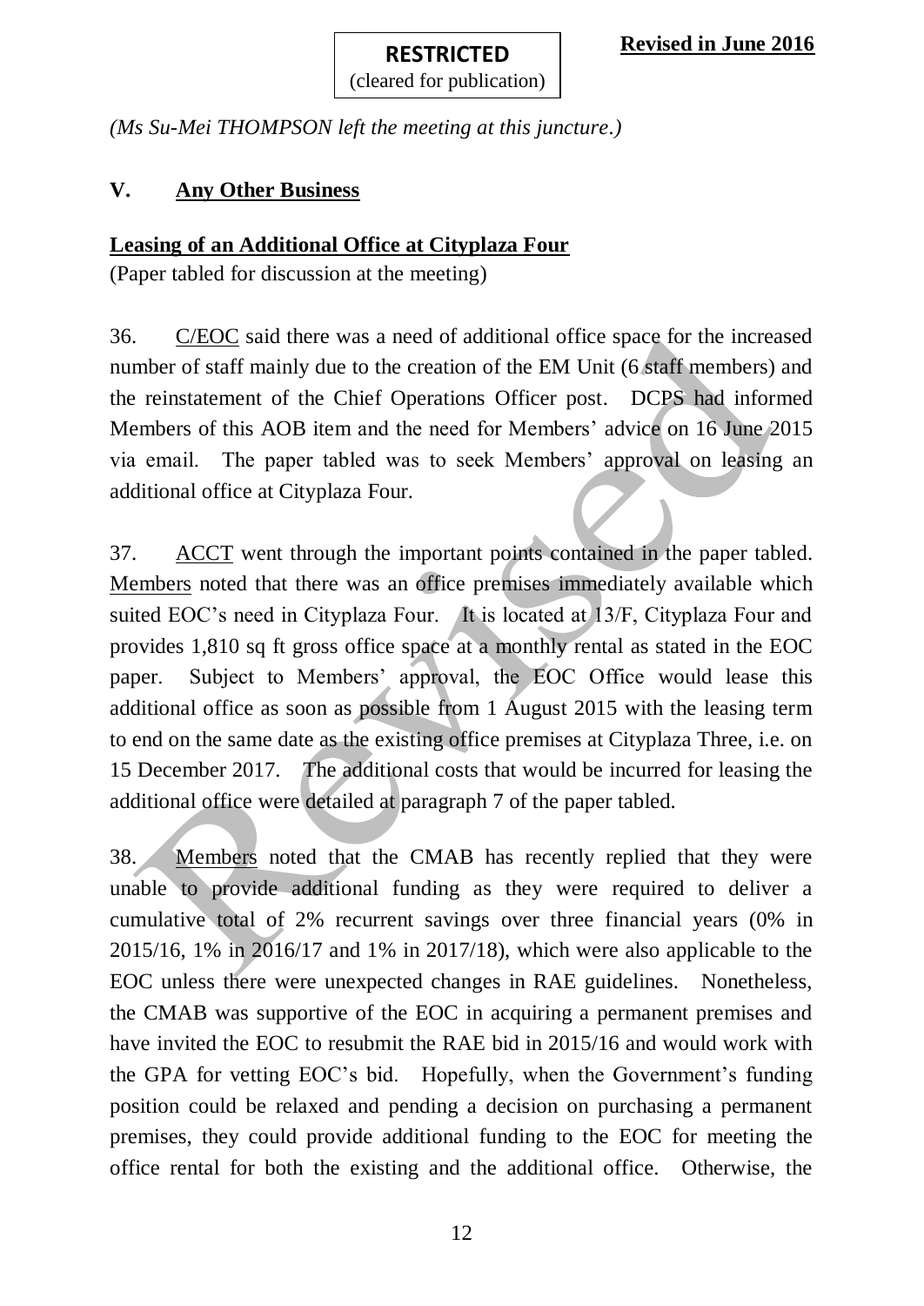**RESTRICTED**
(cleared for publication)

**Revised in June 2016**

*(Ms Su-Mei THOMPSON left the meeting at this juncture.)*

## V. Any Other Business

### Leasing of an Additional Office at Cityplaza Four

(Paper tabled for discussion at the meeting)

36. C/EOC said there was a need of additional office space for the increased number of staff mainly due to the creation of the EM Unit (6 staff members) and the reinstatement of the Chief Operations Officer post. DCPS had informed Members of this AOB item and the need for Members' advice on 16 June 2015 via email. The paper tabled was to seek Members' approval on leasing an additional office at Cityplaza Four.

37. ACCT went through the important points contained in the paper tabled. Members noted that there was an office premises immediately available which suited EOC's need in Cityplaza Four. It is located at 13/F, Cityplaza Four and provides 1,810 sq ft gross office space at a monthly rental as stated in the EOC paper. Subject to Members' approval, the EOC Office would lease this additional office as soon as possible from 1 August 2015 with the leasing term to end on the same date as the existing office premises at Cityplaza Three, i.e. on 15 December 2017. The additional costs that would be incurred for leasing the additional office were detailed at paragraph 7 of the paper tabled.

38. Members noted that the CMAB has recently replied that they were unable to provide additional funding as they were required to deliver a cumulative total of 2% recurrent savings over three financial years (0% in 2015/16, 1% in 2016/17 and 1% in 2017/18), which were also applicable to the EOC unless there were unexpected changes in RAE guidelines. Nonetheless, the CMAB was supportive of the EOC in acquiring a permanent premises and have invited the EOC to resubmit the RAE bid in 2015/16 and would work with the GPA for vetting EOC's bid. Hopefully, when the Government's funding position could be relaxed and pending a decision on purchasing a permanent premises, they could provide additional funding to the EOC for meeting the office rental for both the existing and the additional office. Otherwise, the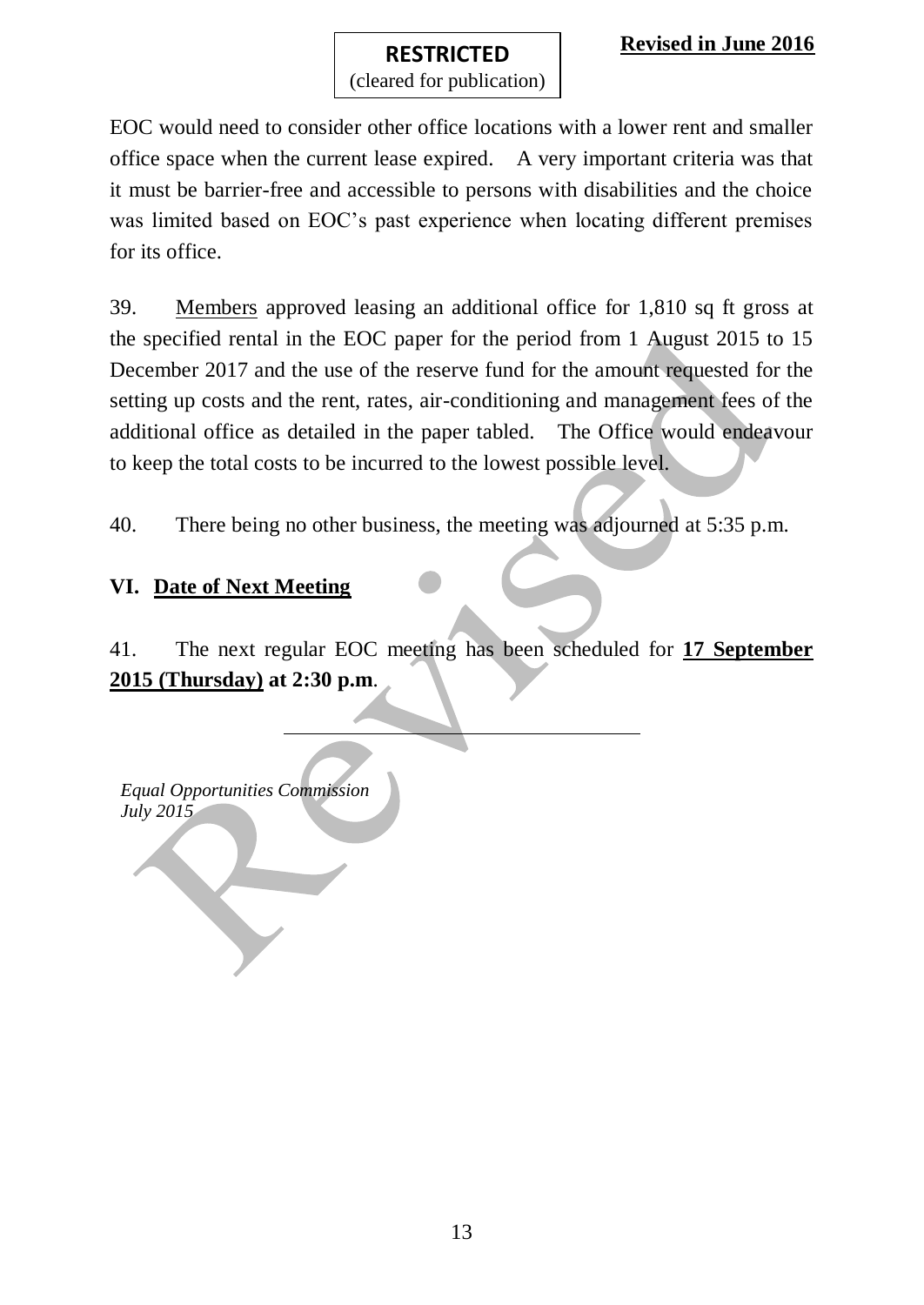EOC would need to consider other office locations with a lower rent and smaller office space when the current lease expired. A very important criteria was that it must be barrier-free and accessible to persons with disabilities and the choice was limited based on EOC's past experience when locating different premises for its office.

39. Members approved leasing an additional office for 1,810 sq ft gross at the specified rental in the EOC paper for the period from 1 August 2015 to 15 December 2017 and the use of the reserve fund for the amount requested for the setting up costs and the rent, rates, air-conditioning and management fees of the additional office as detailed in the paper tabled. The Office would endeavour to keep the total costs to be incurred to the lowest possible level.

40. There being no other business, the meeting was adjourned at 5:35 p.m.

## VI. Date of Next Meeting

41. The next regular EOC meeting has been scheduled for **17 September 2015 (Thursday) at 2:30 p.m**.

---

*Equal Opportunities Commission*
*July 2015*